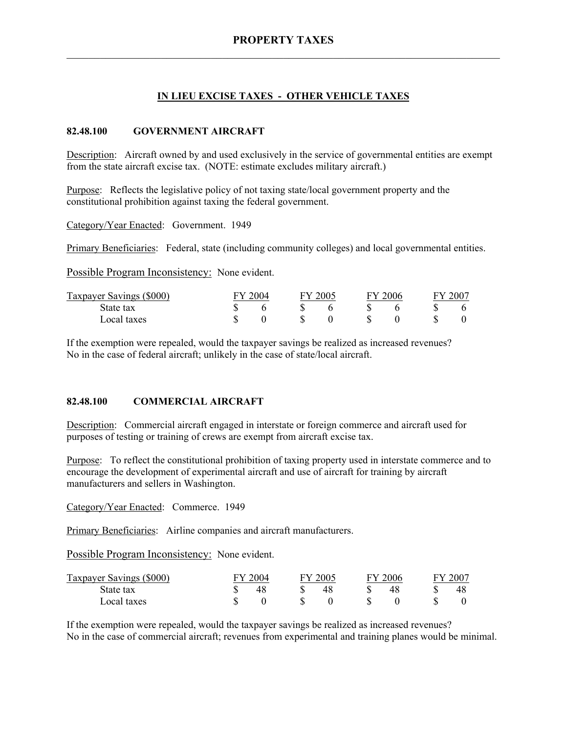# PROPERTY TAXES

## IN LIEU EXCISE TAXES - OTHER VEHICLE TAXES

### 82.48.100 GOVERNMENT AIRCRAFT

Description: Aircraft owned by and used exclusively in the service of governmental entities are exempt from the state aircraft excise tax. (NOTE: estimate excludes military aircraft.)

Purpose: Reflects the legislative policy of not taxing state/local government property and the constitutional prohibition against taxing the federal government.

Category/Year Enacted: Government. 1949

Primary Beneficiaries: Federal, state (including community colleges) and local governmental entities.

Possible Program Inconsistency: None evident.

| Taxpayer Savings ($000) | FY 2004 | FY 2005 | FY 2006 | FY 2007 |
|---|---|---|---|---|
| State tax | $ 6 | $ 6 | $ 6 | $ 6 |
| Local taxes | $ 0 | $ 0 | $ 0 | $ 0 |

If the exemption were repealed, would the taxpayer savings be realized as increased revenues? No in the case of federal aircraft; unlikely in the case of state/local aircraft.

### 82.48.100 COMMERCIAL AIRCRAFT

Description: Commercial aircraft engaged in interstate or foreign commerce and aircraft used for purposes of testing or training of crews are exempt from aircraft excise tax.

Purpose: To reflect the constitutional prohibition of taxing property used in interstate commerce and to encourage the development of experimental aircraft and use of aircraft for training by aircraft manufacturers and sellers in Washington.

Category/Year Enacted: Commerce. 1949

Primary Beneficiaries: Airline companies and aircraft manufacturers.

Possible Program Inconsistency: None evident.

| Taxpayer Savings ($000) | FY 2004 | FY 2005 | FY 2006 | FY 2007 |
|---|---|---|---|---|
| State tax | $ 48 | $ 48 | $ 48 | $ 48 |
| Local taxes | $ 0 | $ 0 | $ 0 | $ 0 |

If the exemption were repealed, would the taxpayer savings be realized as increased revenues? No in the case of commercial aircraft; revenues from experimental and training planes would be minimal.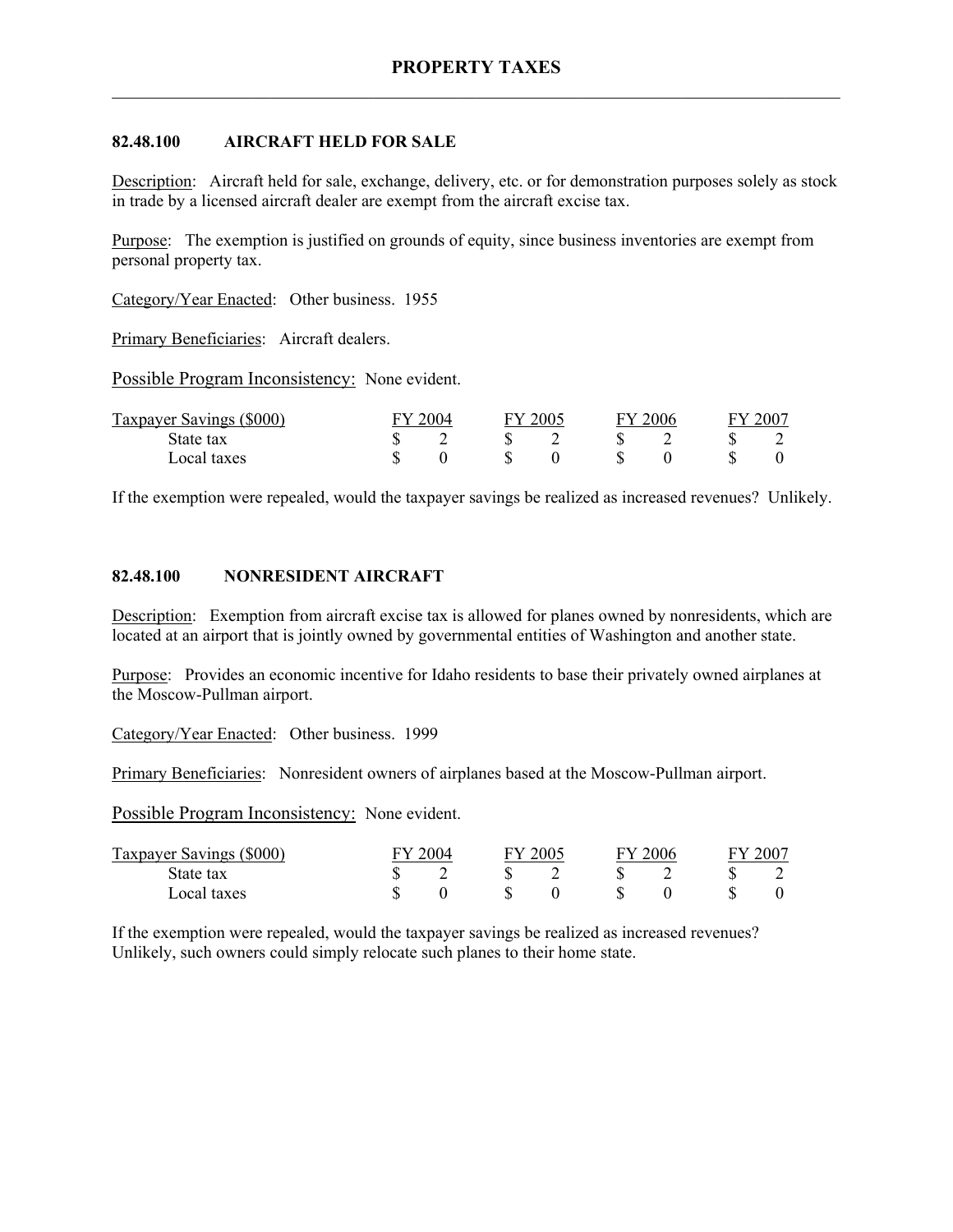# PROPERTY TAXES

## 82.48.100 AIRCRAFT HELD FOR SALE

Description: Aircraft held for sale, exchange, delivery, etc. or for demonstration purposes solely as stock in trade by a licensed aircraft dealer are exempt from the aircraft excise tax.

Purpose: The exemption is justified on grounds of equity, since business inventories are exempt from personal property tax.

Category/Year Enacted: Other business. 1955

Primary Beneficiaries: Aircraft dealers.

Possible Program Inconsistency: None evident.

| Taxpayer Savings ($000) | FY 2004 | FY 2005 | FY 2006 | FY 2007 |
|---|---|---|---|---|
| State tax | $ 2 | $ 2 | $ 2 | $ 2 |
| Local taxes | $ 0 | $ 0 | $ 0 | $ 0 |

If the exemption were repealed, would the taxpayer savings be realized as increased revenues? Unlikely.

## 82.48.100 NONRESIDENT AIRCRAFT

Description: Exemption from aircraft excise tax is allowed for planes owned by nonresidents, which are located at an airport that is jointly owned by governmental entities of Washington and another state.

Purpose: Provides an economic incentive for Idaho residents to base their privately owned airplanes at the Moscow-Pullman airport.

Category/Year Enacted: Other business. 1999

Primary Beneficiaries: Nonresident owners of airplanes based at the Moscow-Pullman airport.

Possible Program Inconsistency: None evident.

| Taxpayer Savings ($000) | FY 2004 | FY 2005 | FY 2006 | FY 2007 |
|---|---|---|---|---|
| State tax | $ 2 | $ 2 | $ 2 | $ 2 |
| Local taxes | $ 0 | $ 0 | $ 0 | $ 0 |

If the exemption were repealed, would the taxpayer savings be realized as increased revenues? Unlikely, such owners could simply relocate such planes to their home state.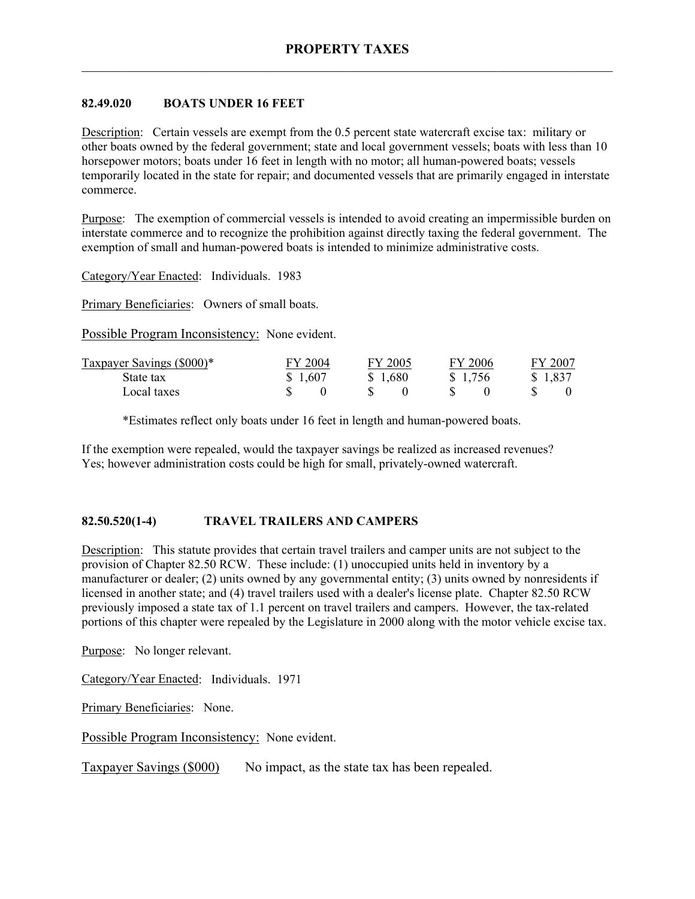# PROPERTY TAXES

## 82.49.020 BOATS UNDER 16 FEET

Description: Certain vessels are exempt from the 0.5 percent state watercraft excise tax: military or other boats owned by the federal government; state and local government vessels; boats with less than 10 horsepower motors; boats under 16 feet in length with no motor; all human-powered boats; vessels temporarily located in the state for repair; and documented vessels that are primarily engaged in interstate commerce.

Purpose: The exemption of commercial vessels is intended to avoid creating an impermissible burden on interstate commerce and to recognize the prohibition against directly taxing the federal government. The exemption of small and human-powered boats is intended to minimize administrative costs.

Category/Year Enacted: Individuals. 1983

Primary Beneficiaries: Owners of small boats.

Possible Program Inconsistency: None evident.

| Taxpayer Savings ($000)* | FY 2004 | FY 2005 | FY 2006 | FY 2007 |
|---|---|---|---|---|
| State tax | $ 1,607 | $ 1,680 | $ 1,756 | $ 1,837 |
| Local taxes | $ 0 | $ 0 | $ 0 | $ 0 |

*Estimates reflect only boats under 16 feet in length and human-powered boats.

If the exemption were repealed, would the taxpayer savings be realized as increased revenues? Yes; however administration costs could be high for small, privately-owned watercraft.

## 82.50.520(1-4) TRAVEL TRAILERS AND CAMPERS

Description: This statute provides that certain travel trailers and camper units are not subject to the provision of Chapter 82.50 RCW. These include: (1) unoccupied units held in inventory by a manufacturer or dealer; (2) units owned by any governmental entity; (3) units owned by nonresidents if licensed in another state; and (4) travel trailers used with a dealer's license plate. Chapter 82.50 RCW previously imposed a state tax of 1.1 percent on travel trailers and campers. However, the tax-related portions of this chapter were repealed by the Legislature in 2000 along with the motor vehicle excise tax.

Purpose: No longer relevant.

Category/Year Enacted: Individuals. 1971

Primary Beneficiaries: None.

Possible Program Inconsistency: None evident.

Taxpayer Savings ($000) No impact, as the state tax has been repealed.